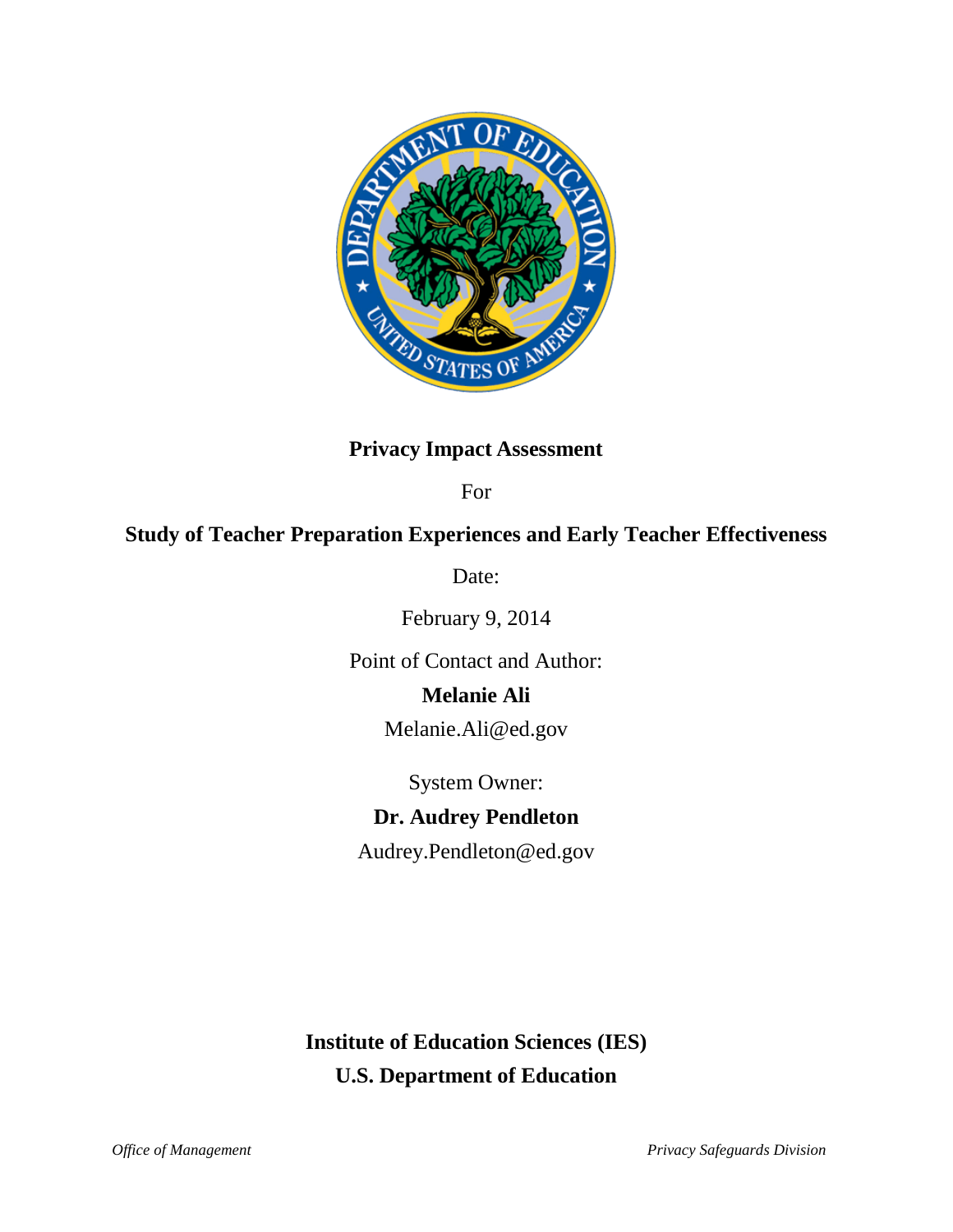**Privacy Impact Assessment**

For

**Study of Teacher Preparation Experiences and Early Teacher Effectiveness**

Date:

February 9, 2014

Point of Contact and Author:

**Melanie Ali**

Melanie.Ali@ed.gov

System Owner:

**Dr. Audrey Pendleton**

Audrey.Pendleton@ed.gov

**Institute of Education Sciences (IES)**

**U.S. Department of Education**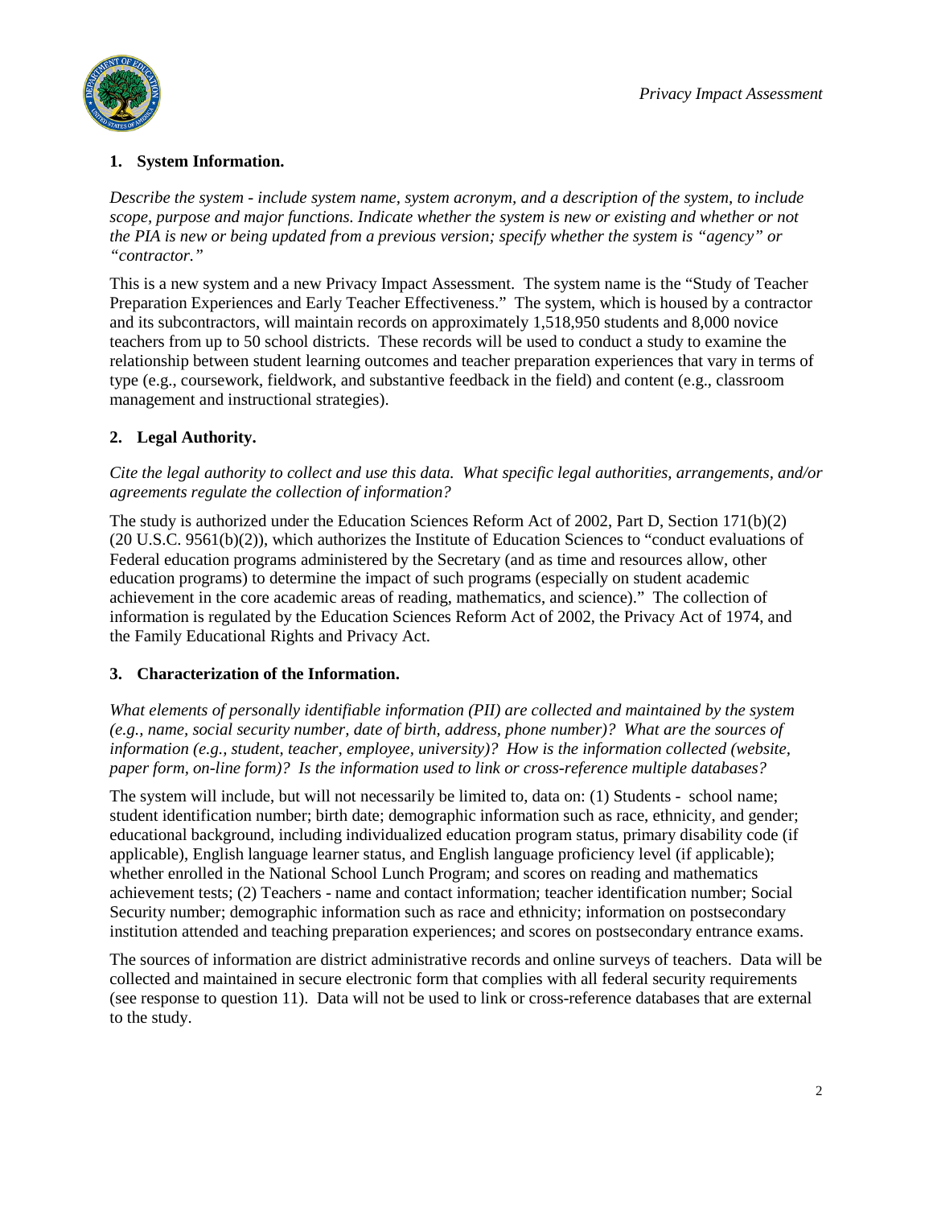### 1. System Information.

*Describe the system - include system name, system acronym, and a description of the system, to include scope, purpose and major functions. Indicate whether the system is new or existing and whether or not the PIA is new or being updated from a previous version; specify whether the system is "agency" or "contractor."*

This is a new system and a new Privacy Impact Assessment. The system name is the "Study of Teacher Preparation Experiences and Early Teacher Effectiveness." The system, which is housed by a contractor and its subcontractors, will maintain records on approximately 1,518,950 students and 8,000 novice teachers from up to 50 school districts. These records will be used to conduct a study to examine the relationship between student learning outcomes and teacher preparation experiences that vary in terms of type (e.g., coursework, fieldwork, and substantive feedback in the field) and content (e.g., classroom management and instructional strategies).

### 2. Legal Authority.

*Cite the legal authority to collect and use this data. What specific legal authorities, arrangements, and/or agreements regulate the collection of information?*

The study is authorized under the Education Sciences Reform Act of 2002, Part D, Section 171(b)(2) (20 U.S.C. 9561(b)(2)), which authorizes the Institute of Education Sciences to "conduct evaluations of Federal education programs administered by the Secretary (and as time and resources allow, other education programs) to determine the impact of such programs (especially on student academic achievement in the core academic areas of reading, mathematics, and science)." The collection of information is regulated by the Education Sciences Reform Act of 2002, the Privacy Act of 1974, and the Family Educational Rights and Privacy Act.

### 3. Characterization of the Information.

*What elements of personally identifiable information (PII) are collected and maintained by the system (e.g., name, social security number, date of birth, address, phone number)? What are the sources of information (e.g., student, teacher, employee, university)? How is the information collected (website, paper form, on-line form)? Is the information used to link or cross-reference multiple databases?*

The system will include, but will not necessarily be limited to, data on: (1) Students - school name; student identification number; birth date; demographic information such as race, ethnicity, and gender; educational background, including individualized education program status, primary disability code (if applicable), English language learner status, and English language proficiency level (if applicable); whether enrolled in the National School Lunch Program; and scores on reading and mathematics achievement tests; (2) Teachers - name and contact information; teacher identification number; Social Security number; demographic information such as race and ethnicity; information on postsecondary institution attended and teaching preparation experiences; and scores on postsecondary entrance exams.

The sources of information are district administrative records and online surveys of teachers. Data will be collected and maintained in secure electronic form that complies with all federal security requirements (see response to question 11). Data will not be used to link or cross-reference databases that are external to the study.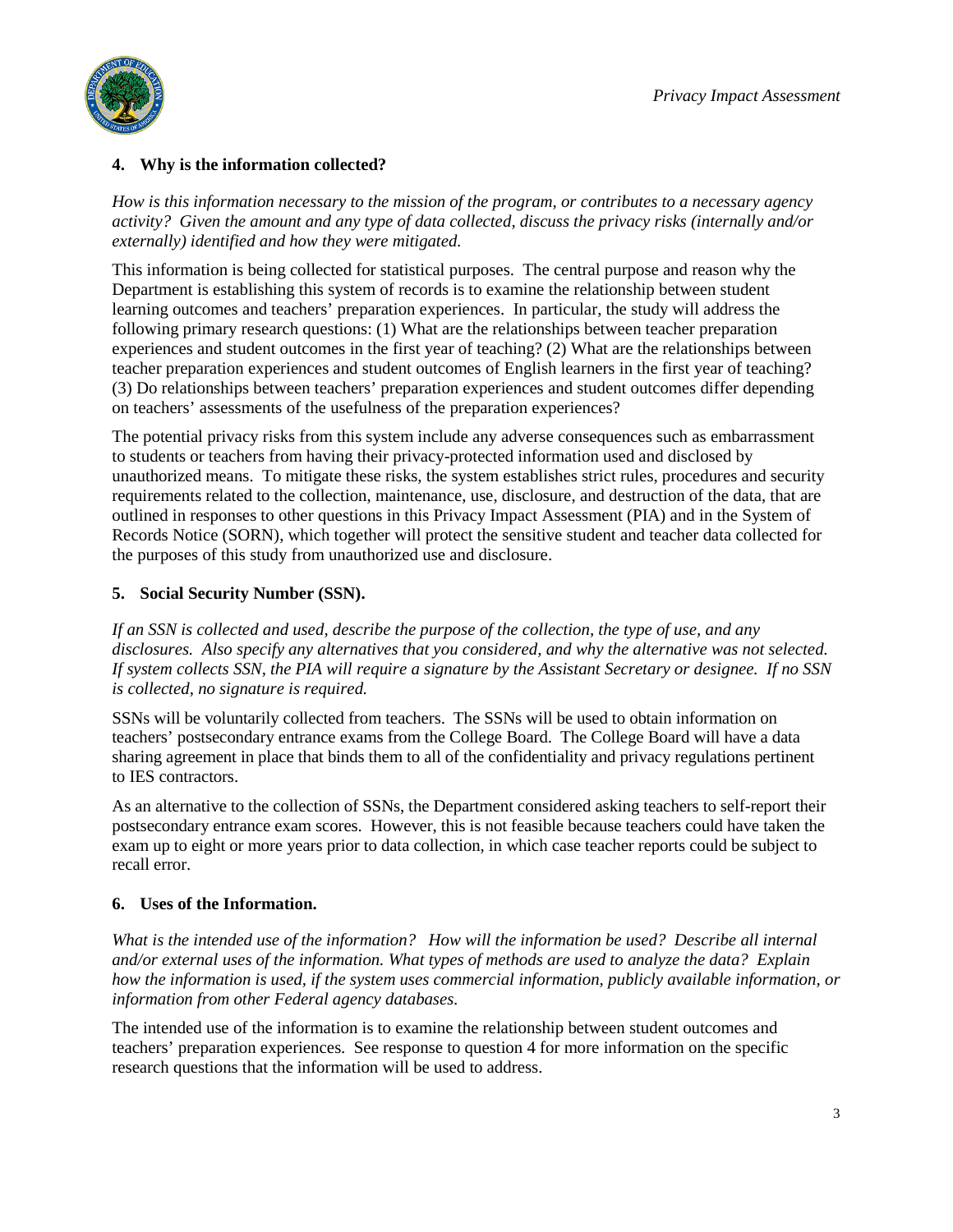### 4. Why is the information collected?

*How is this information necessary to the mission of the program, or contributes to a necessary agency activity? Given the amount and any type of data collected, discuss the privacy risks (internally and/or externally) identified and how they were mitigated.*

This information is being collected for statistical purposes. The central purpose and reason why the Department is establishing this system of records is to examine the relationship between student learning outcomes and teachers' preparation experiences. In particular, the study will address the following primary research questions: (1) What are the relationships between teacher preparation experiences and student outcomes in the first year of teaching? (2) What are the relationships between teacher preparation experiences and student outcomes of English learners in the first year of teaching? (3) Do relationships between teachers' preparation experiences and student outcomes differ depending on teachers' assessments of the usefulness of the preparation experiences?

The potential privacy risks from this system include any adverse consequences such as embarrassment to students or teachers from having their privacy-protected information used and disclosed by unauthorized means. To mitigate these risks, the system establishes strict rules, procedures and security requirements related to the collection, maintenance, use, disclosure, and destruction of the data, that are outlined in responses to other questions in this Privacy Impact Assessment (PIA) and in the System of Records Notice (SORN), which together will protect the sensitive student and teacher data collected for the purposes of this study from unauthorized use and disclosure.

### 5. Social Security Number (SSN).

*If an SSN is collected and used, describe the purpose of the collection, the type of use, and any disclosures. Also specify any alternatives that you considered, and why the alternative was not selected. If system collects SSN, the PIA will require a signature by the Assistant Secretary or designee. If no SSN is collected, no signature is required.*

SSNs will be voluntarily collected from teachers. The SSNs will be used to obtain information on teachers' postsecondary entrance exams from the College Board. The College Board will have a data sharing agreement in place that binds them to all of the confidentiality and privacy regulations pertinent to IES contractors.

As an alternative to the collection of SSNs, the Department considered asking teachers to self-report their postsecondary entrance exam scores. However, this is not feasible because teachers could have taken the exam up to eight or more years prior to data collection, in which case teacher reports could be subject to recall error.

### 6. Uses of the Information.

*What is the intended use of the information? How will the information be used? Describe all internal and/or external uses of the information. What types of methods are used to analyze the data? Explain how the information is used, if the system uses commercial information, publicly available information, or information from other Federal agency databases.*

The intended use of the information is to examine the relationship between student outcomes and teachers' preparation experiences. See response to question 4 for more information on the specific research questions that the information will be used to address.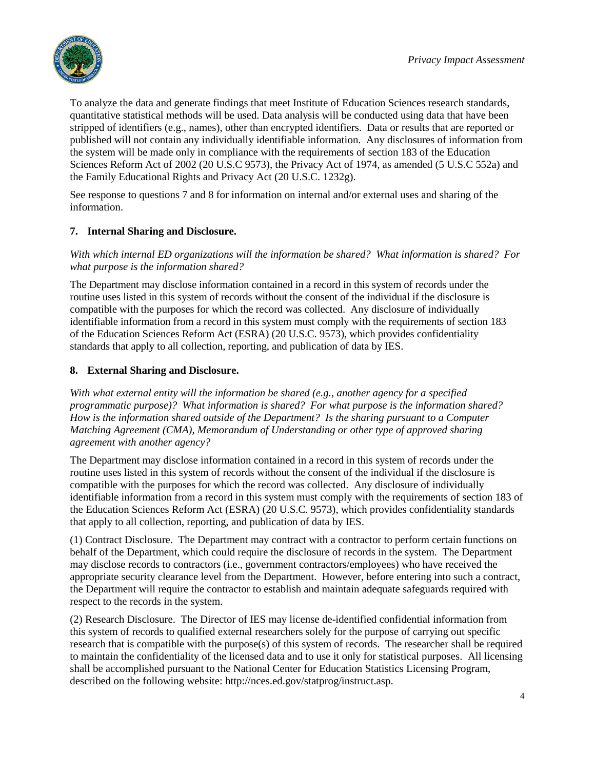To analyze the data and generate findings that meet Institute of Education Sciences research standards, quantitative statistical methods will be used. Data analysis will be conducted using data that have been stripped of identifiers (e.g., names), other than encrypted identifiers. Data or results that are reported or published will not contain any individually identifiable information. Any disclosures of information from the system will be made only in compliance with the requirements of section 183 of the Education Sciences Reform Act of 2002 (20 U.S.C 9573), the Privacy Act of 1974, as amended (5 U.S.C 552a) and the Family Educational Rights and Privacy Act (20 U.S.C. 1232g).

See response to questions 7 and 8 for information on internal and/or external uses and sharing of the information.

### 7. Internal Sharing and Disclosure.

*With which internal ED organizations will the information be shared? What information is shared? For what purpose is the information shared?*

The Department may disclose information contained in a record in this system of records under the routine uses listed in this system of records without the consent of the individual if the disclosure is compatible with the purposes for which the record was collected. Any disclosure of individually identifiable information from a record in this system must comply with the requirements of section 183 of the Education Sciences Reform Act (ESRA) (20 U.S.C. 9573), which provides confidentiality standards that apply to all collection, reporting, and publication of data by IES.

### 8. External Sharing and Disclosure.

*With what external entity will the information be shared (e.g., another agency for a specified programmatic purpose)? What information is shared? For what purpose is the information shared? How is the information shared outside of the Department? Is the sharing pursuant to a Computer Matching Agreement (CMA), Memorandum of Understanding or other type of approved sharing agreement with another agency?*

The Department may disclose information contained in a record in this system of records under the routine uses listed in this system of records without the consent of the individual if the disclosure is compatible with the purposes for which the record was collected. Any disclosure of individually identifiable information from a record in this system must comply with the requirements of section 183 of the Education Sciences Reform Act (ESRA) (20 U.S.C. 9573), which provides confidentiality standards that apply to all collection, reporting, and publication of data by IES.

(1) Contract Disclosure. The Department may contract with a contractor to perform certain functions on behalf of the Department, which could require the disclosure of records in the system. The Department may disclose records to contractors (i.e., government contractors/employees) who have received the appropriate security clearance level from the Department. However, before entering into such a contract, the Department will require the contractor to establish and maintain adequate safeguards required with respect to the records in the system.

(2) Research Disclosure. The Director of IES may license de-identified confidential information from this system of records to qualified external researchers solely for the purpose of carrying out specific research that is compatible with the purpose(s) of this system of records. The researcher shall be required to maintain the confidentiality of the licensed data and to use it only for statistical purposes. All licensing shall be accomplished pursuant to the National Center for Education Statistics Licensing Program, described on the following website: http://nces.ed.gov/statprog/instruct.asp.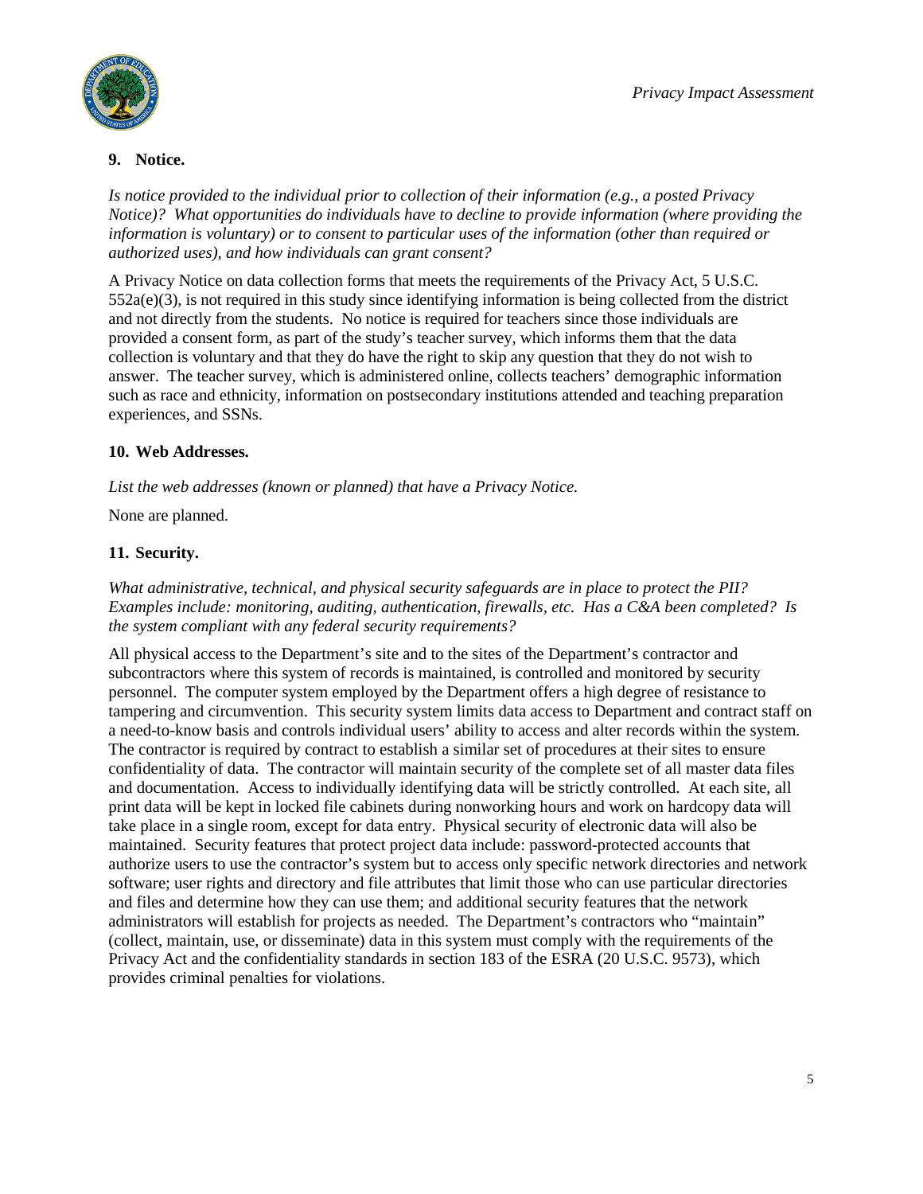### 9. Notice.

*Is notice provided to the individual prior to collection of their information (e.g., a posted Privacy Notice)? What opportunities do individuals have to decline to provide information (where providing the information is voluntary) or to consent to particular uses of the information (other than required or authorized uses), and how individuals can grant consent?*

A Privacy Notice on data collection forms that meets the requirements of the Privacy Act, 5 U.S.C. 552a(e)(3), is not required in this study since identifying information is being collected from the district and not directly from the students. No notice is required for teachers since those individuals are provided a consent form, as part of the study's teacher survey, which informs them that the data collection is voluntary and that they do have the right to skip any question that they do not wish to answer. The teacher survey, which is administered online, collects teachers' demographic information such as race and ethnicity, information on postsecondary institutions attended and teaching preparation experiences, and SSNs.

### 10. Web Addresses.

*List the web addresses (known or planned) that have a Privacy Notice.*

None are planned.

### 11. Security.

*What administrative, technical, and physical security safeguards are in place to protect the PII? Examples include: monitoring, auditing, authentication, firewalls, etc. Has a C&A been completed? Is the system compliant with any federal security requirements?*

All physical access to the Department's site and to the sites of the Department's contractor and subcontractors where this system of records is maintained, is controlled and monitored by security personnel. The computer system employed by the Department offers a high degree of resistance to tampering and circumvention. This security system limits data access to Department and contract staff on a need-to-know basis and controls individual users' ability to access and alter records within the system. The contractor is required by contract to establish a similar set of procedures at their sites to ensure confidentiality of data. The contractor will maintain security of the complete set of all master data files and documentation. Access to individually identifying data will be strictly controlled. At each site, all print data will be kept in locked file cabinets during nonworking hours and work on hardcopy data will take place in a single room, except for data entry. Physical security of electronic data will also be maintained. Security features that protect project data include: password-protected accounts that authorize users to use the contractor's system but to access only specific network directories and network software; user rights and directory and file attributes that limit those who can use particular directories and files and determine how they can use them; and additional security features that the network administrators will establish for projects as needed. The Department's contractors who "maintain" (collect, maintain, use, or disseminate) data in this system must comply with the requirements of the Privacy Act and the confidentiality standards in section 183 of the ESRA (20 U.S.C. 9573), which provides criminal penalties for violations.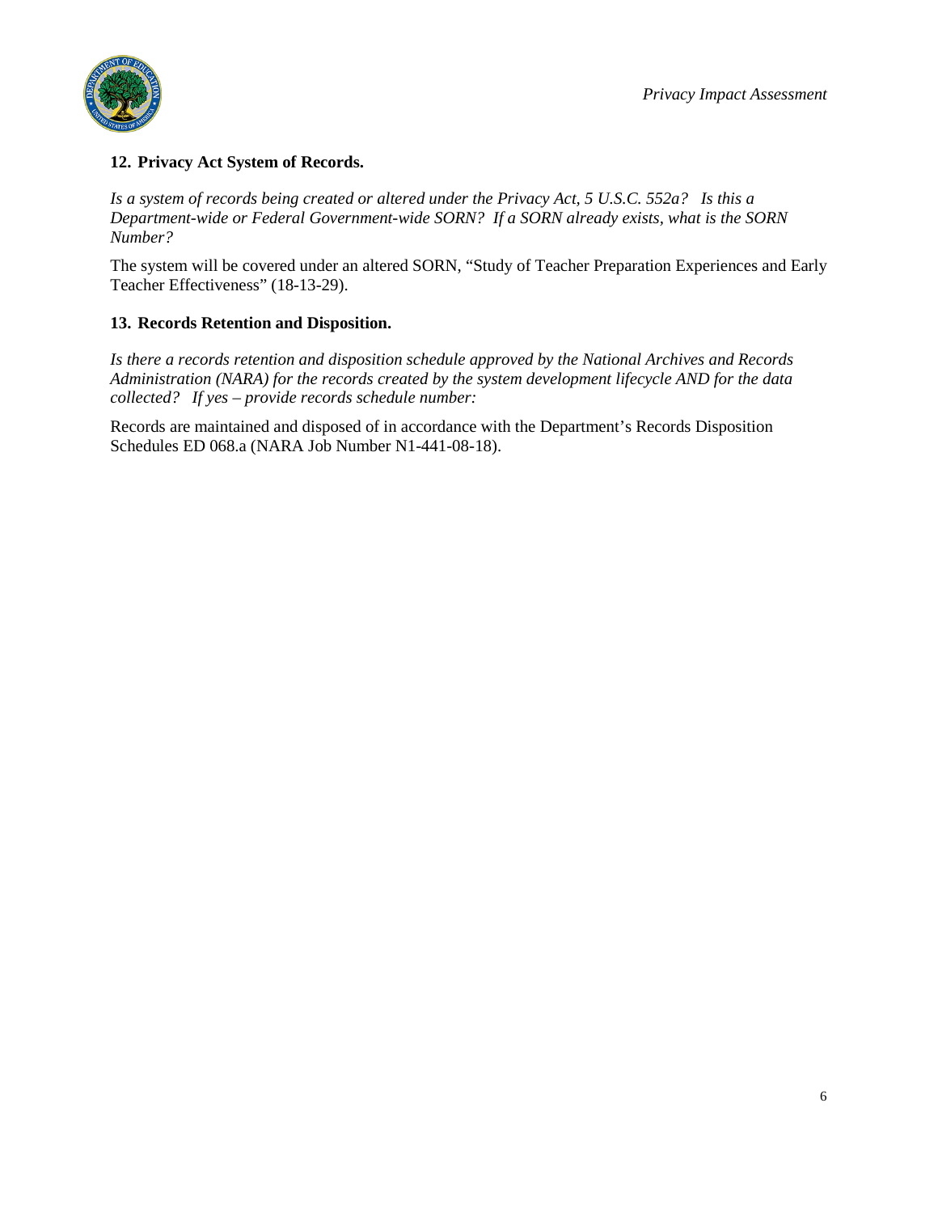### 12. Privacy Act System of Records.

*Is a system of records being created or altered under the Privacy Act, 5 U.S.C. 552a? Is this a Department-wide or Federal Government-wide SORN? If a SORN already exists, what is the SORN Number?*

The system will be covered under an altered SORN, "Study of Teacher Preparation Experiences and Early Teacher Effectiveness" (18-13-29).

### 13. Records Retention and Disposition.

*Is there a records retention and disposition schedule approved by the National Archives and Records Administration (NARA) for the records created by the system development lifecycle AND for the data collected? If yes – provide records schedule number:*

Records are maintained and disposed of in accordance with the Department's Records Disposition Schedules ED 068.a (NARA Job Number N1-441-08-18).